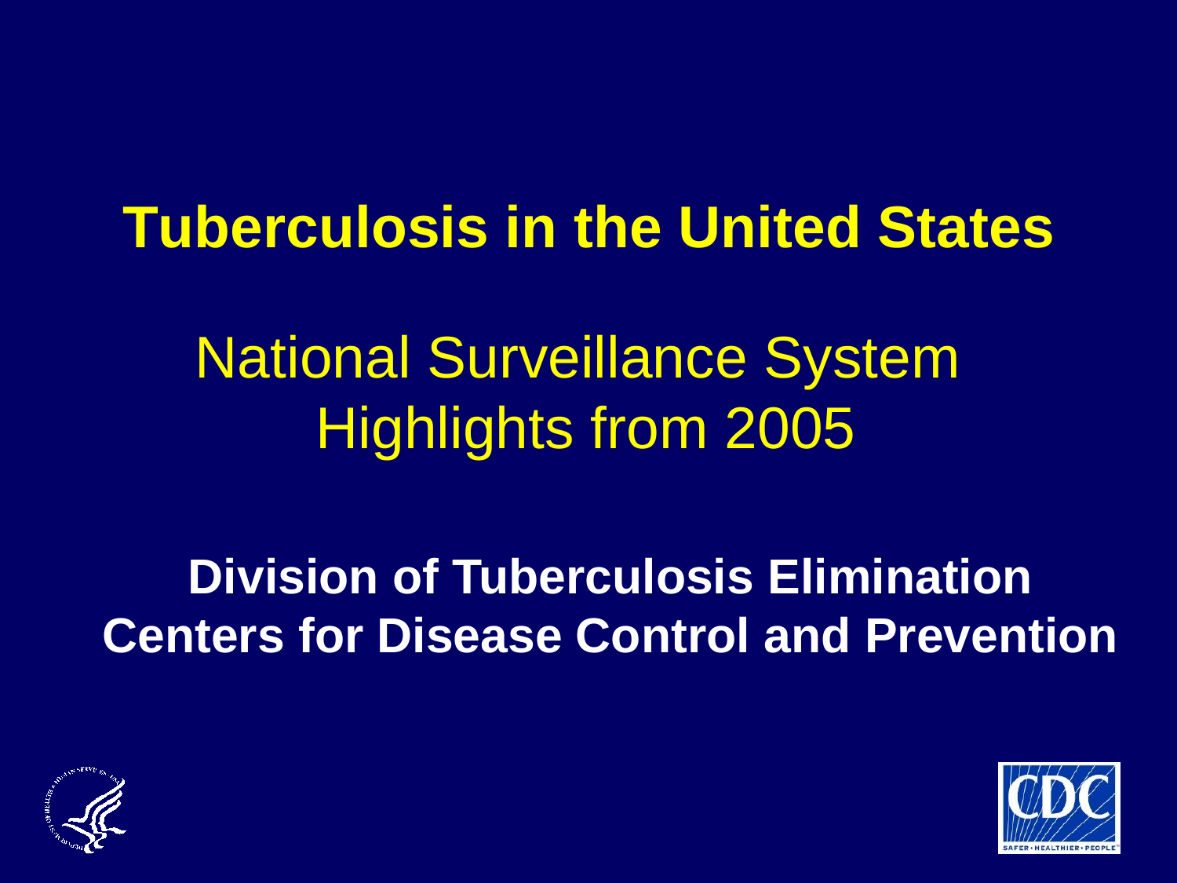# Tuberculosis in the United States

## National Surveillance System Highlights from 2005

**Division of Tuberculosis Elimination**
**Centers for Disease Control and Prevention**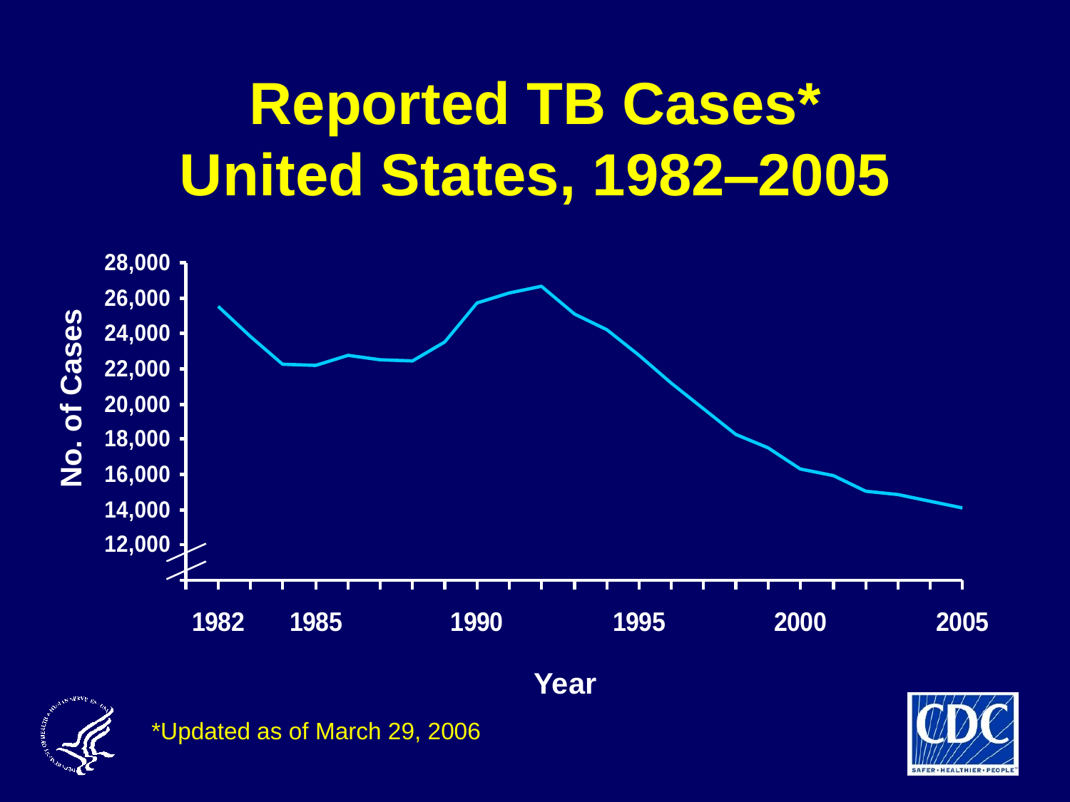# Reported TB Cases* United States, 1982–2005

No. of Cases

28,000
26,000
24,000
22,000
20,000
18,000
16,000
14,000
12,000

1982 1985 1990 1995 2000 2005

Year

*Updated as of March 29, 2006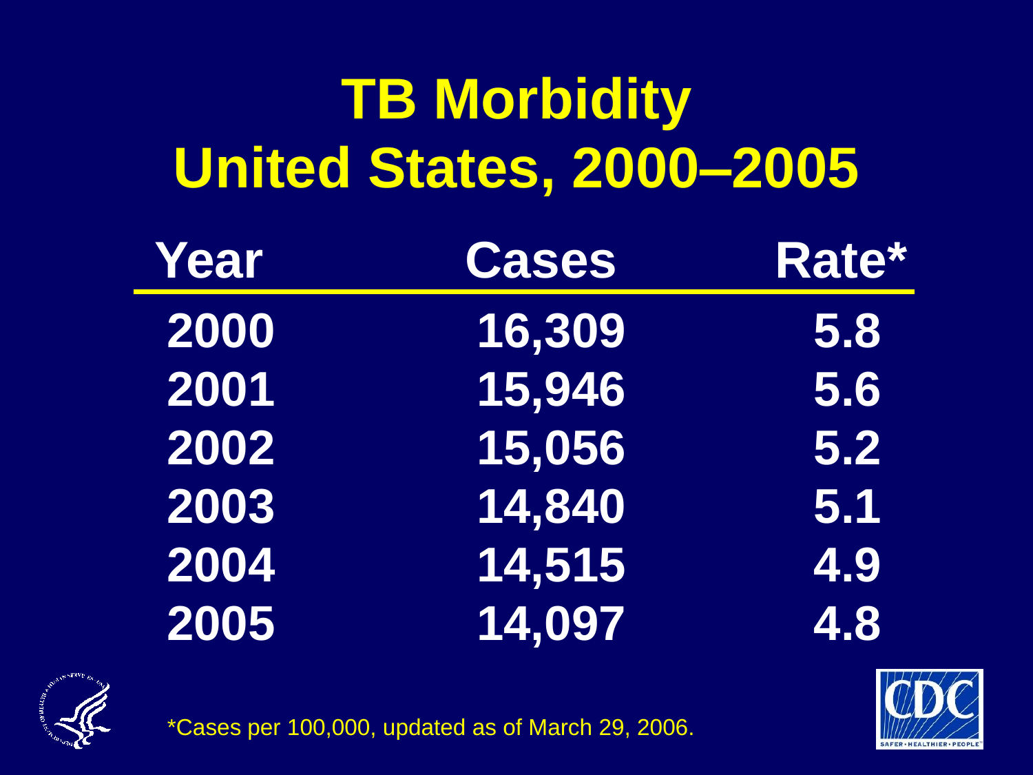# TB Morbidity
## United States, 2000–2005

| Year | Cases | Rate* |
|---|---|---|
| 2000 | 16,309 | 5.8 |
| 2001 | 15,946 | 5.6 |
| 2002 | 15,056 | 5.2 |
| 2003 | 14,840 | 5.1 |
| 2004 | 14,515 | 4.9 |
| 2005 | 14,097 | 4.8 |

*Cases per 100,000, updated as of March 29, 2006.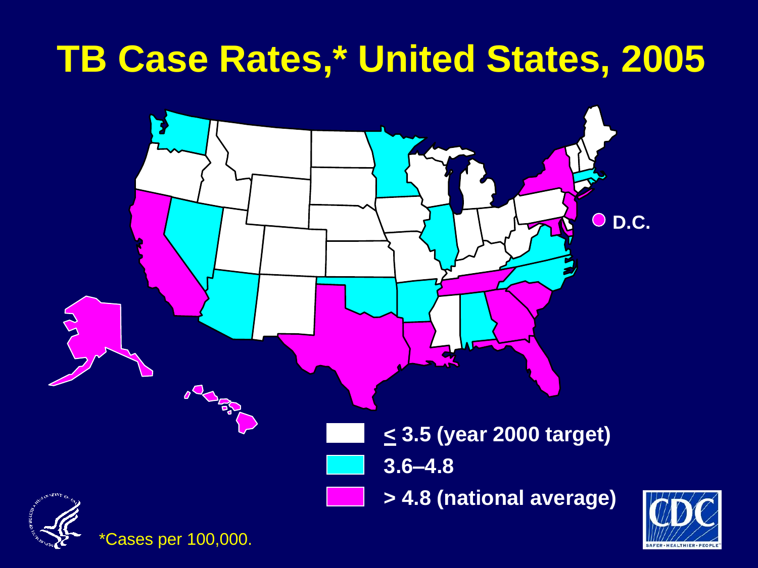# TB Case Rates,* United States, 2005

D.C.

- ≤ 3.5 (year 2000 target)
- 3.6–4.8
- > 4.8 (national average)

*Cases per 100,000.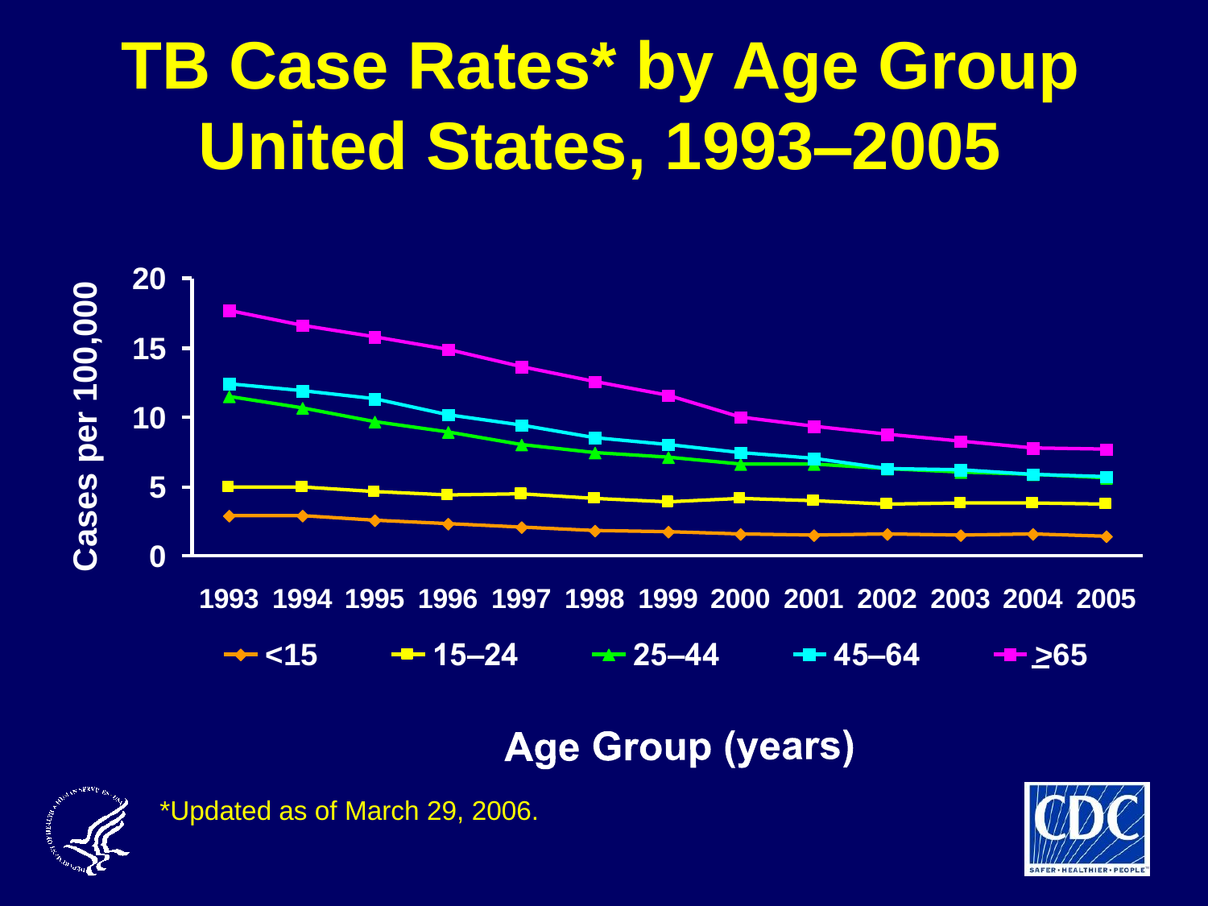# TB Case Rates* by Age Group United States, 1993–2005

Cases per 100,000

20
15
10
5
0

1993 1994 1995 1996 1997 1998 1999 2000 2001 2002 2003 2004 2005

<15 15–24 25–44 45–64 ≥65

Age Group (years)

*Updated as of March 29, 2006.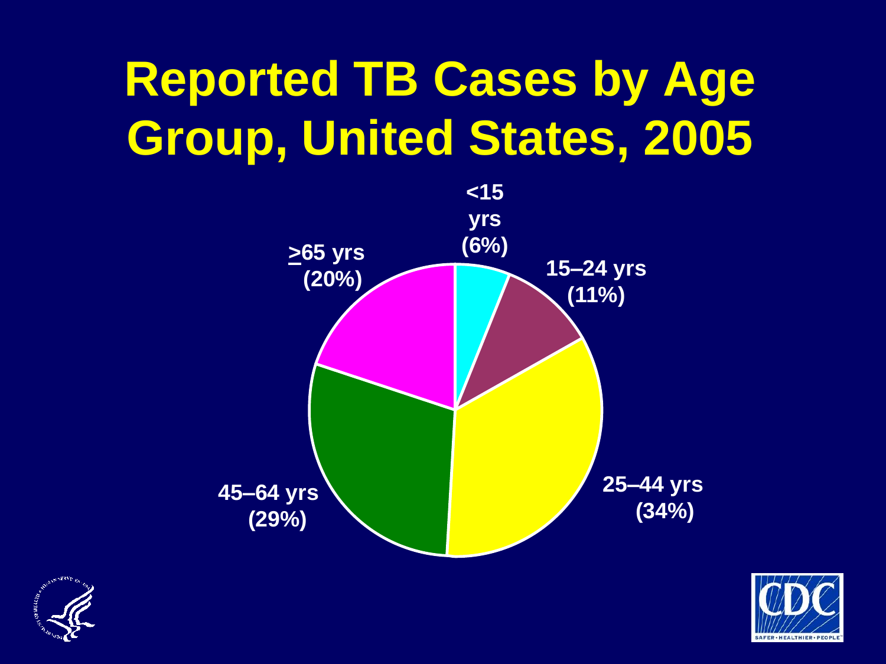# Reported TB Cases by Age Group, United States, 2005

<15 yrs (6%)

15–24 yrs (11%)

25–44 yrs (34%)

45–64 yrs (29%)

≥65 yrs (20%)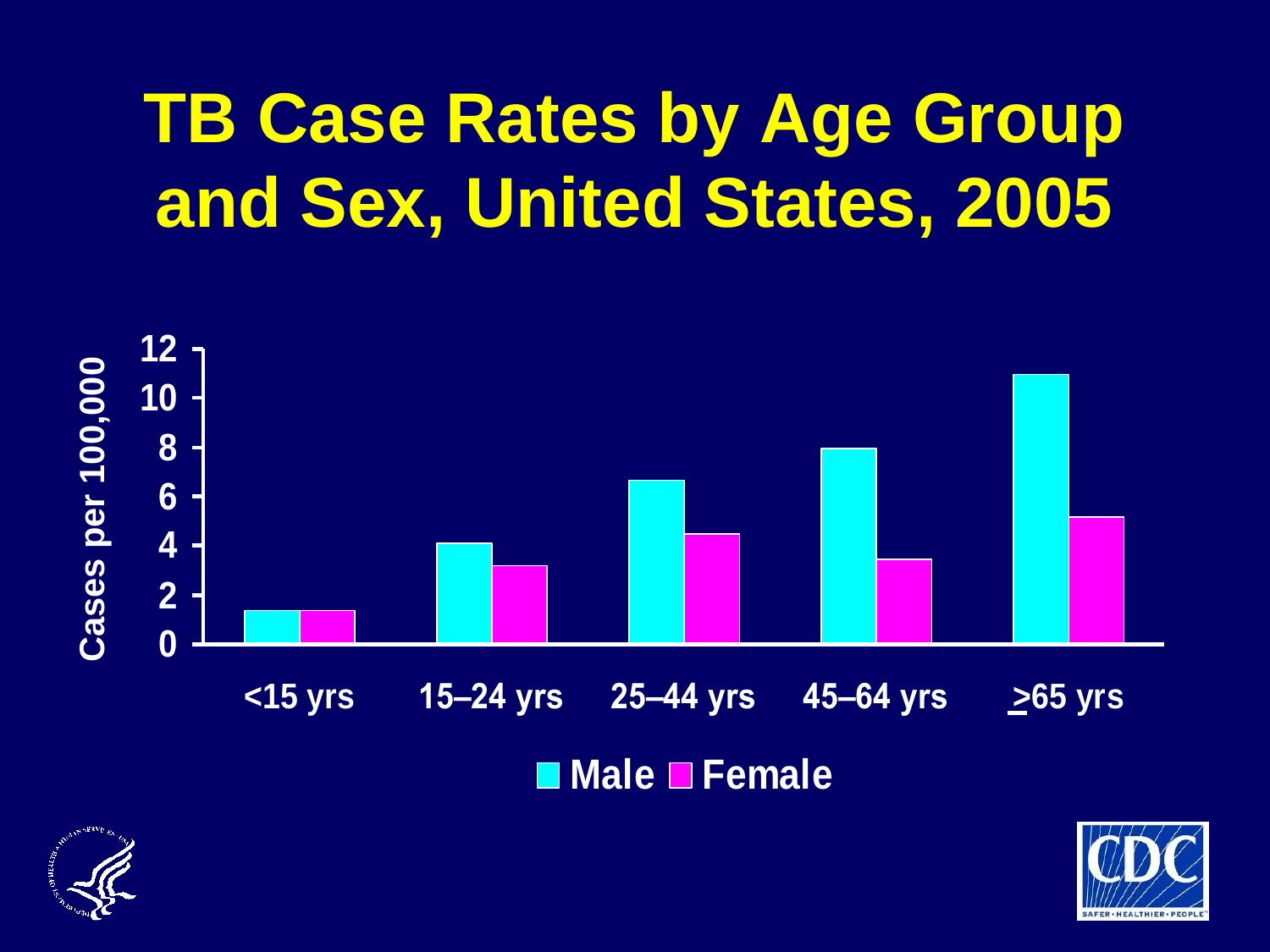# TB Case Rates by Age Group and Sex, United States, 2005

Cases per 100,000

12
10
8
6
4
2
0

<15 yrs 15–24 yrs 25–44 yrs 45–64 yrs ≥65 yrs

Male Female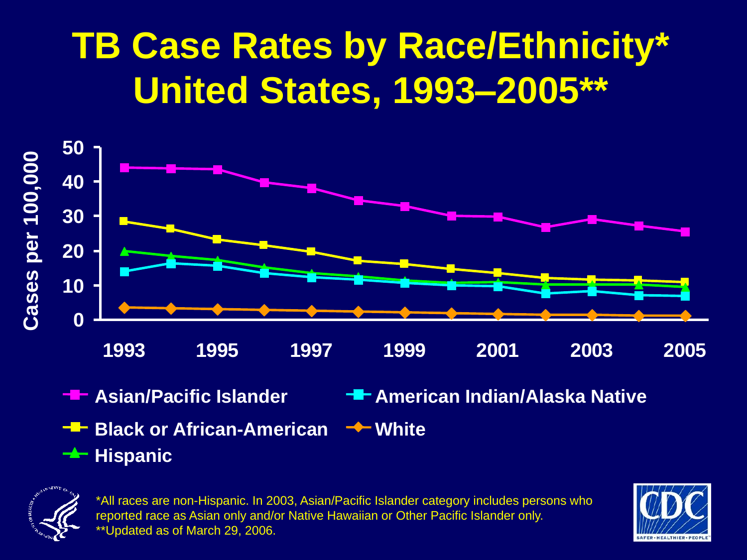# TB Case Rates by Race/Ethnicity* United States, 1993–2005**

Cases per 100,000

50
40
30
20
10
0

1993 1995 1997 1999 2001 2003 2005

- Asian/Pacific Islander
- American Indian/Alaska Native
- Black or African-American
- White
- Hispanic

*All races are non-Hispanic. In 2003, Asian/Pacific Islander category includes persons who reported race as Asian only and/or Native Hawaiian or Other Pacific Islander only.
**Updated as of March 29, 2006.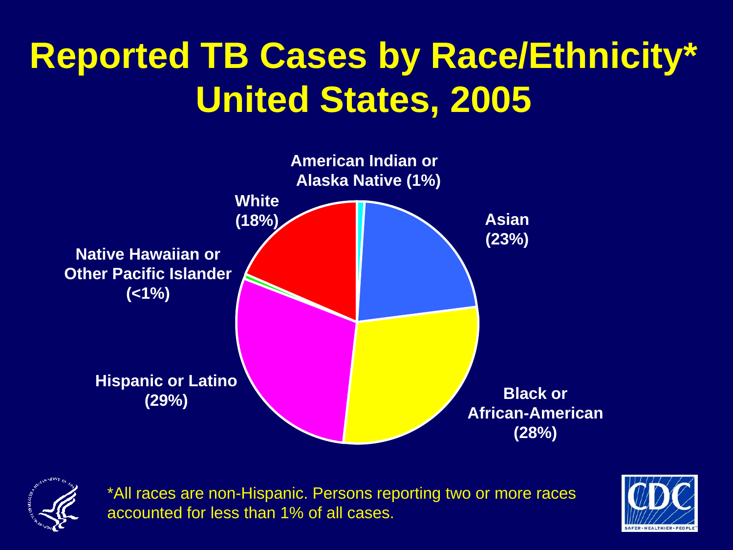# Reported TB Cases by Race/Ethnicity* United States, 2005

American Indian or Alaska Native (1%)

Asian (23%)

Black or African-American (28%)

Hispanic or Latino (29%)

Native Hawaiian or Other Pacific Islander (<1%)

White (18%)

*All races are non-Hispanic. Persons reporting two or more races accounted for less than 1% of all cases.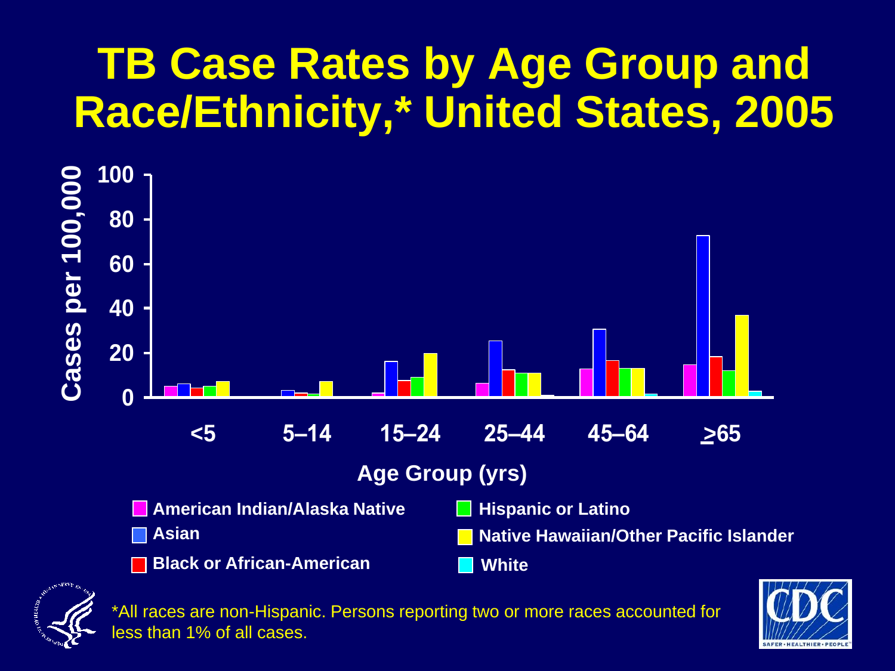# TB Case Rates by Age Group and Race/Ethnicity,* United States, 2005

Cases per 100,000

100
80
60
40
20
0

<5 | 5–14 | 15–24 | 25–44 | 45–64 | ≥65

Age Group (yrs)

- American Indian/Alaska Native
- Asian
- Black or African-American
- Hispanic or Latino
- Native Hawaiian/Other Pacific Islander
- White

*All races are non-Hispanic. Persons reporting two or more races accounted for less than 1% of all cases.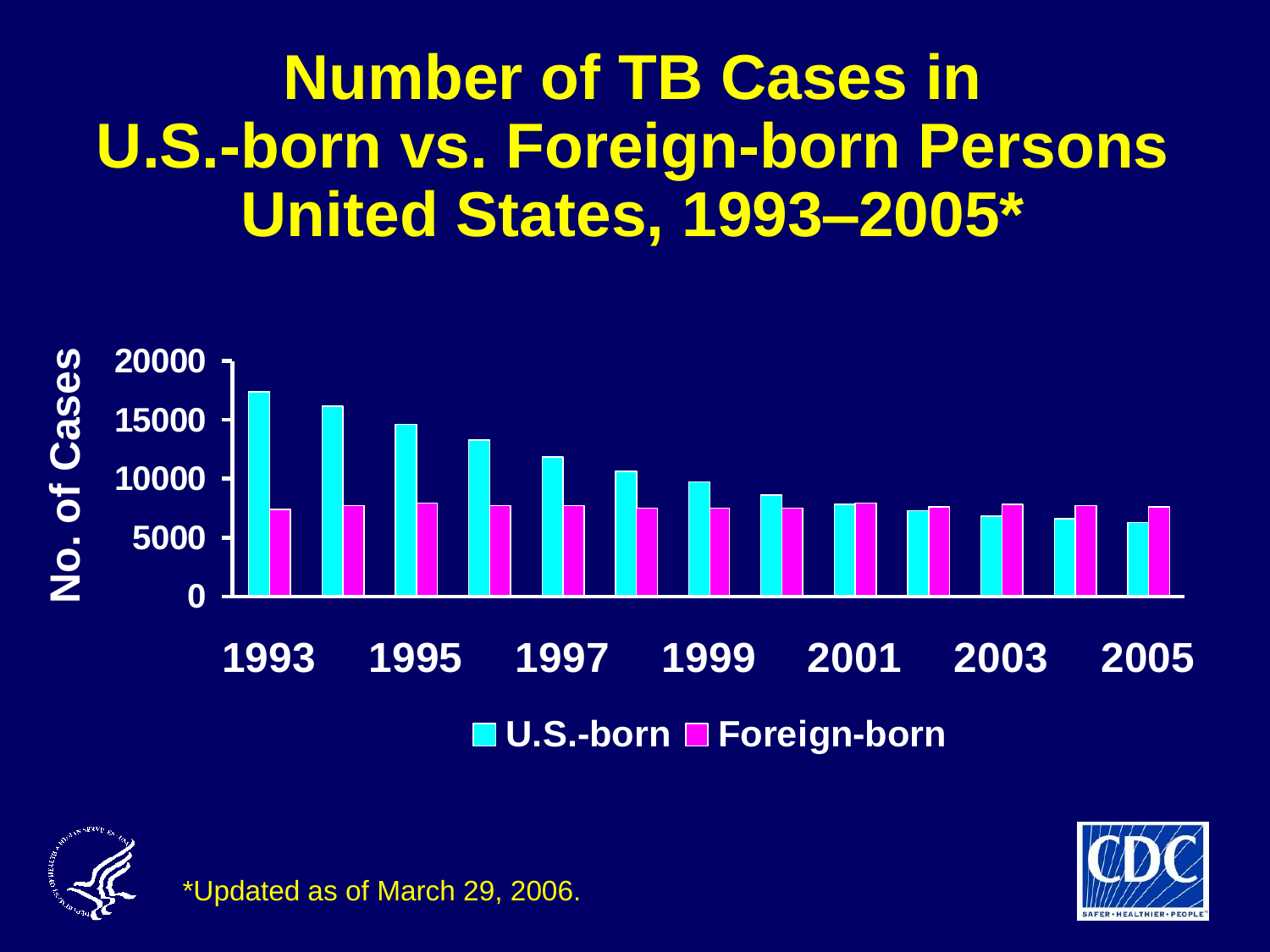# Number of TB Cases in U.S.-born vs. Foreign-born Persons United States, 1993–2005*

No. of Cases

20000
15000
10000
5000
0

1993 1995 1997 1999 2001 2003 2005

U.S.-born Foreign-born

*Updated as of March 29, 2006.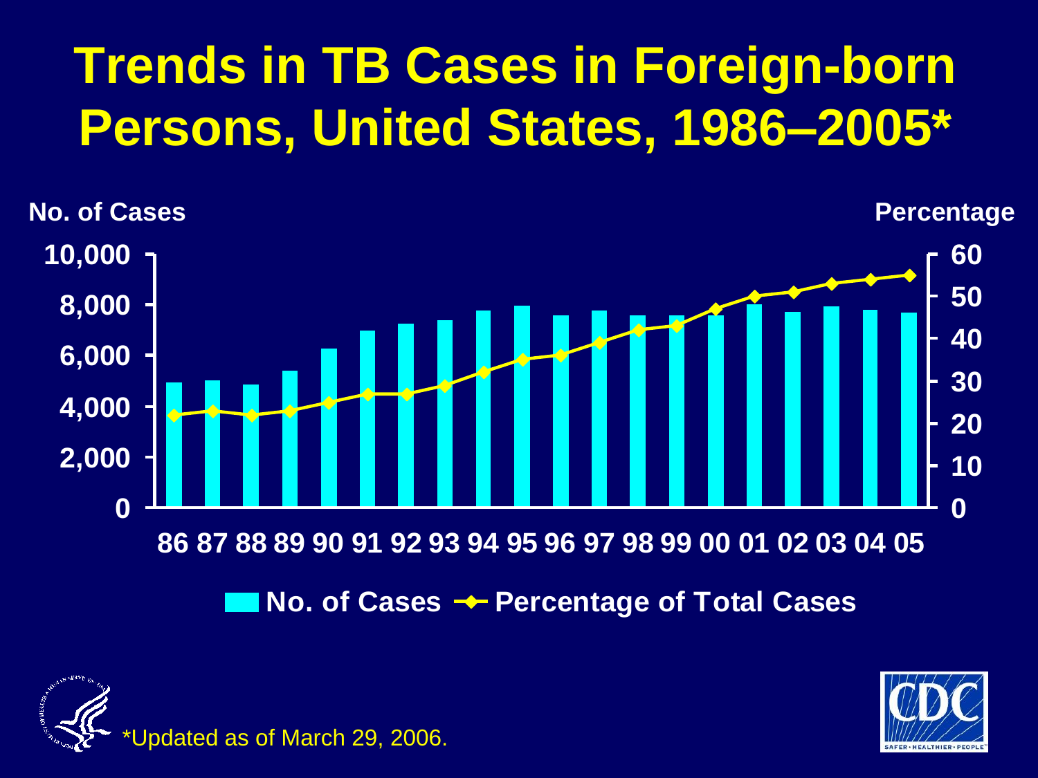# Trends in TB Cases in Foreign-born Persons, United States, 1986–2005*

No. of Cases | Percentage

10,000 | 60
8,000 | 50
6,000 | 40
4,000 | 30
2,000 | 20
0 | 10 | 0

86 87 88 89 90 91 92 93 94 95 96 97 98 99 00 01 02 03 04 05

No. of Cases — Percentage of Total Cases

*Updated as of March 29, 2006.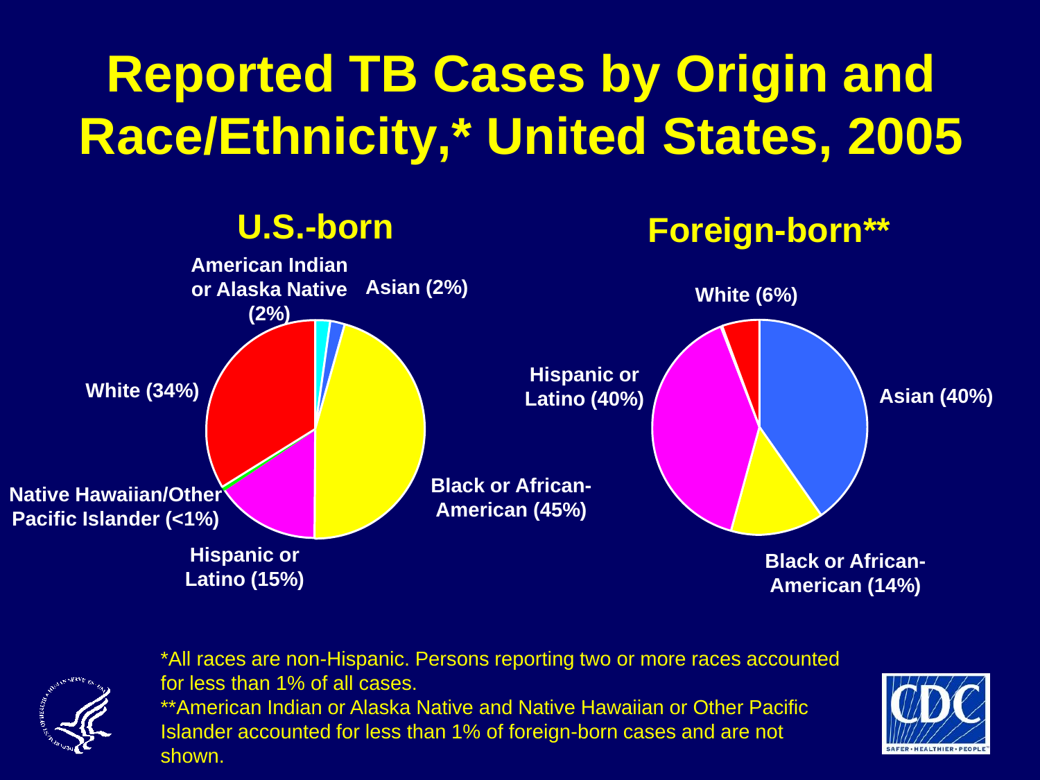# Reported TB Cases by Origin and Race/Ethnicity,* United States, 2005

## U.S.-born

- American Indian or Alaska Native (2%)
- Asian (2%)
- White (34%)
- Black or African-American (45%)
- Native Hawaiian/Other Pacific Islander (<1%)
- Hispanic or Latino (15%)

## Foreign-born**

- White (6%)
- Hispanic or Latino (40%)
- Asian (40%)
- Black or African-American (14%)

*All races are non-Hispanic. Persons reporting two or more races accounted for less than 1% of all cases.

**American Indian or Alaska Native and Native Hawaiian or Other Pacific Islander accounted for less than 1% of foreign-born cases and are not shown.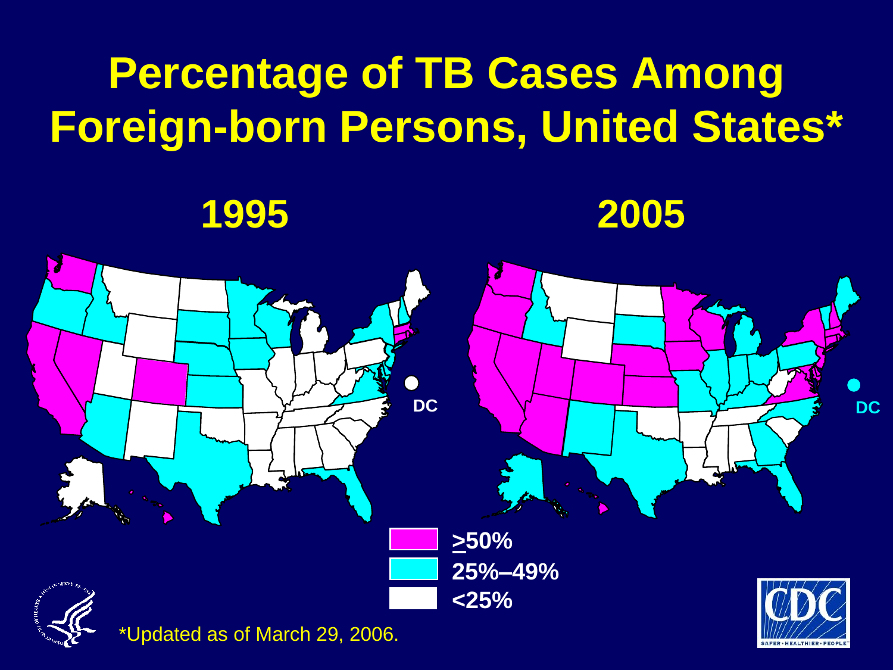# Percentage of TB Cases Among Foreign-born Persons, United States*

1995

2005

DC

DC

≥50%

25%–49%

<25%

*Updated as of March 29, 2006.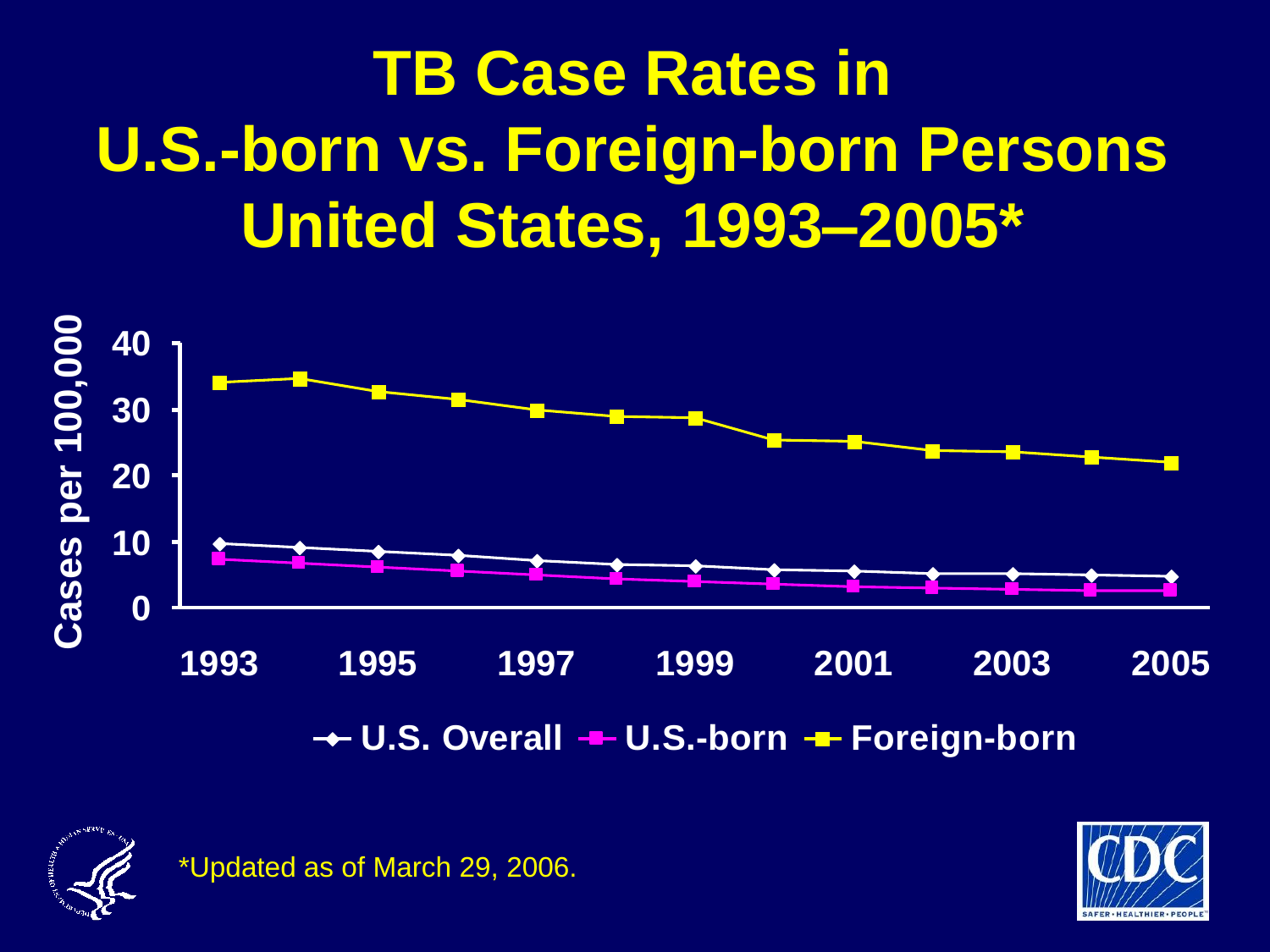# TB Case Rates in U.S.-born vs. Foreign-born Persons United States, 1993–2005*

Cases per 100,000

40
30
20
10
0

1993 1995 1997 1999 2001 2003 2005

U.S. Overall — U.S.-born — Foreign-born

*Updated as of March 29, 2006.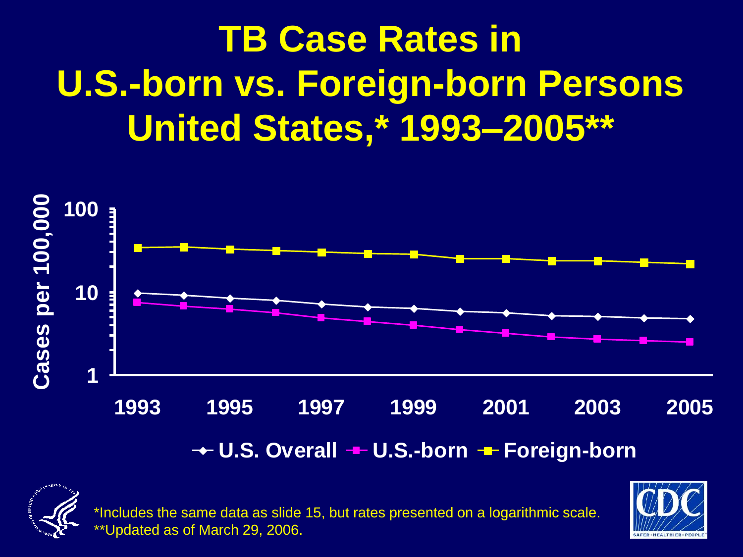# TB Case Rates in U.S.-born vs. Foreign-born Persons United States,* 1993–2005**

Cases per 100,000

100

10

1

1993 1995 1997 1999 2001 2003 2005

U.S. Overall U.S.-born Foreign-born

*Includes the same data as slide 15, but rates presented on a logarithmic scale.
**Updated as of March 29, 2006.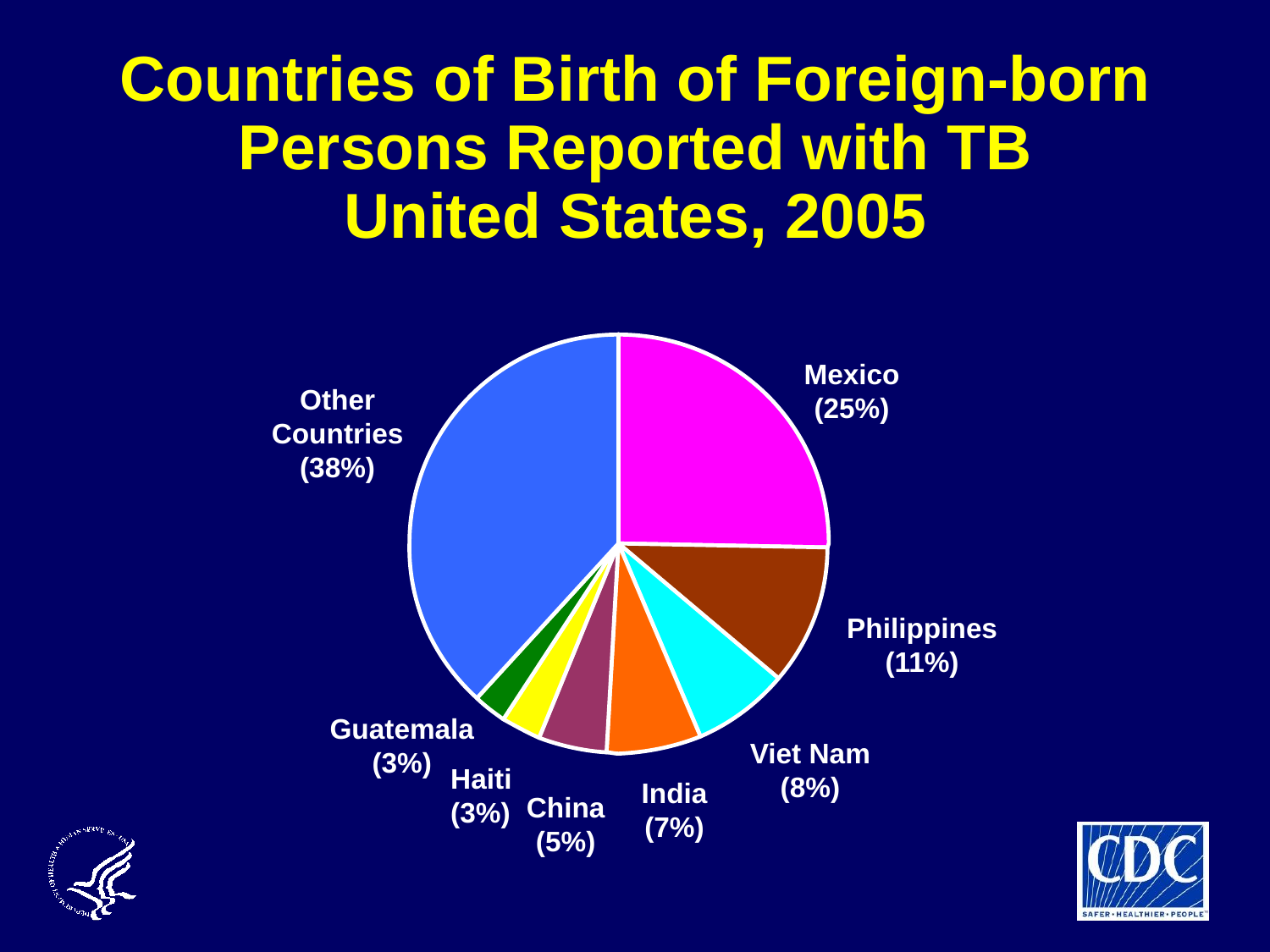# Countries of Birth of Foreign-born Persons Reported with TB United States, 2005

Mexico (25%)

Philippines (11%)

Viet Nam (8%)

India (7%)

China (5%)

Haiti (3%)

Guatemala (3%)

Other Countries (38%)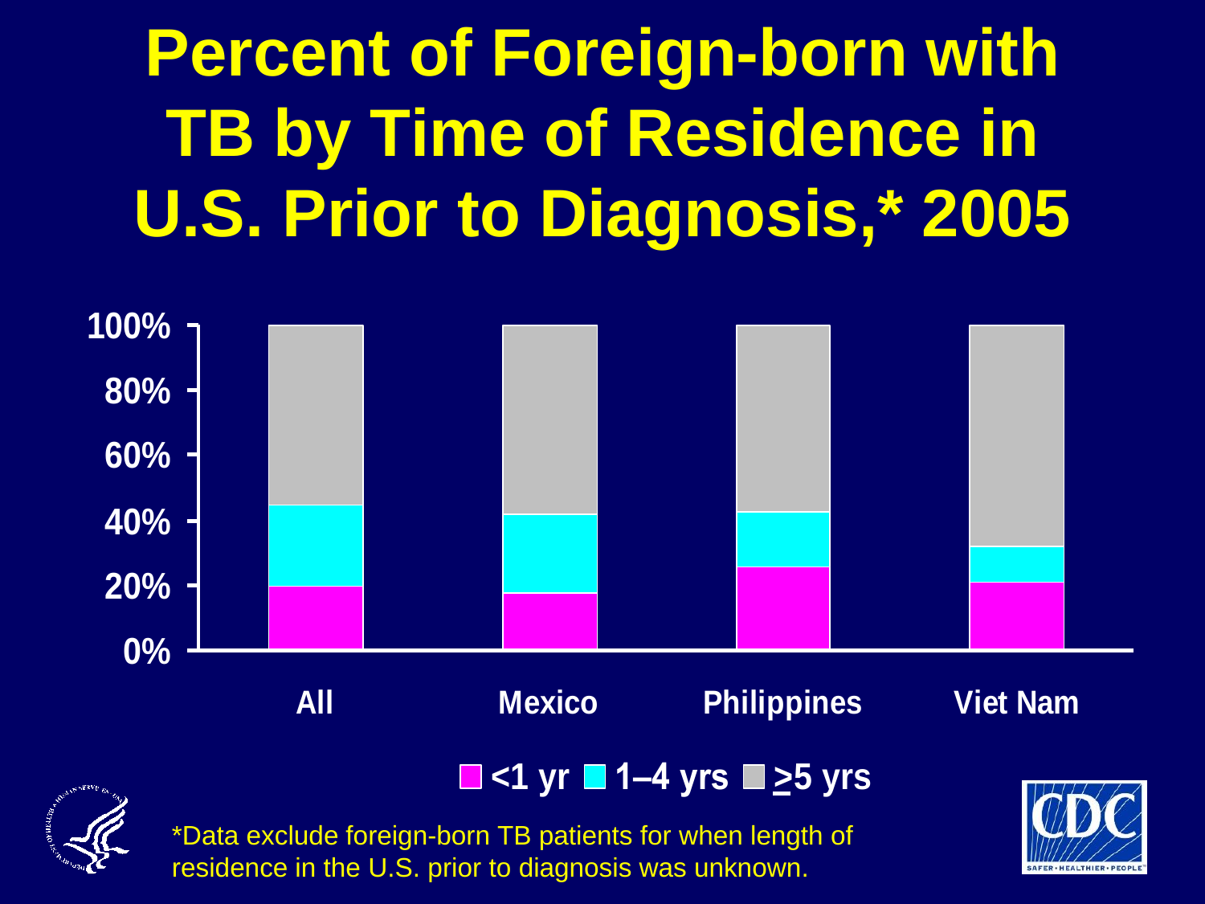# Percent of Foreign-born with TB by Time of Residence in U.S. Prior to Diagnosis,* 2005

| | <1 yr | 1–4 yrs | ≥5 yrs |
|---|---|---|---|
| All | | | |
| Mexico | | | |
| Philippines | | | |
| Viet Nam | | | |

*Data exclude foreign-born TB patients for when length of residence in the U.S. prior to diagnosis was unknown.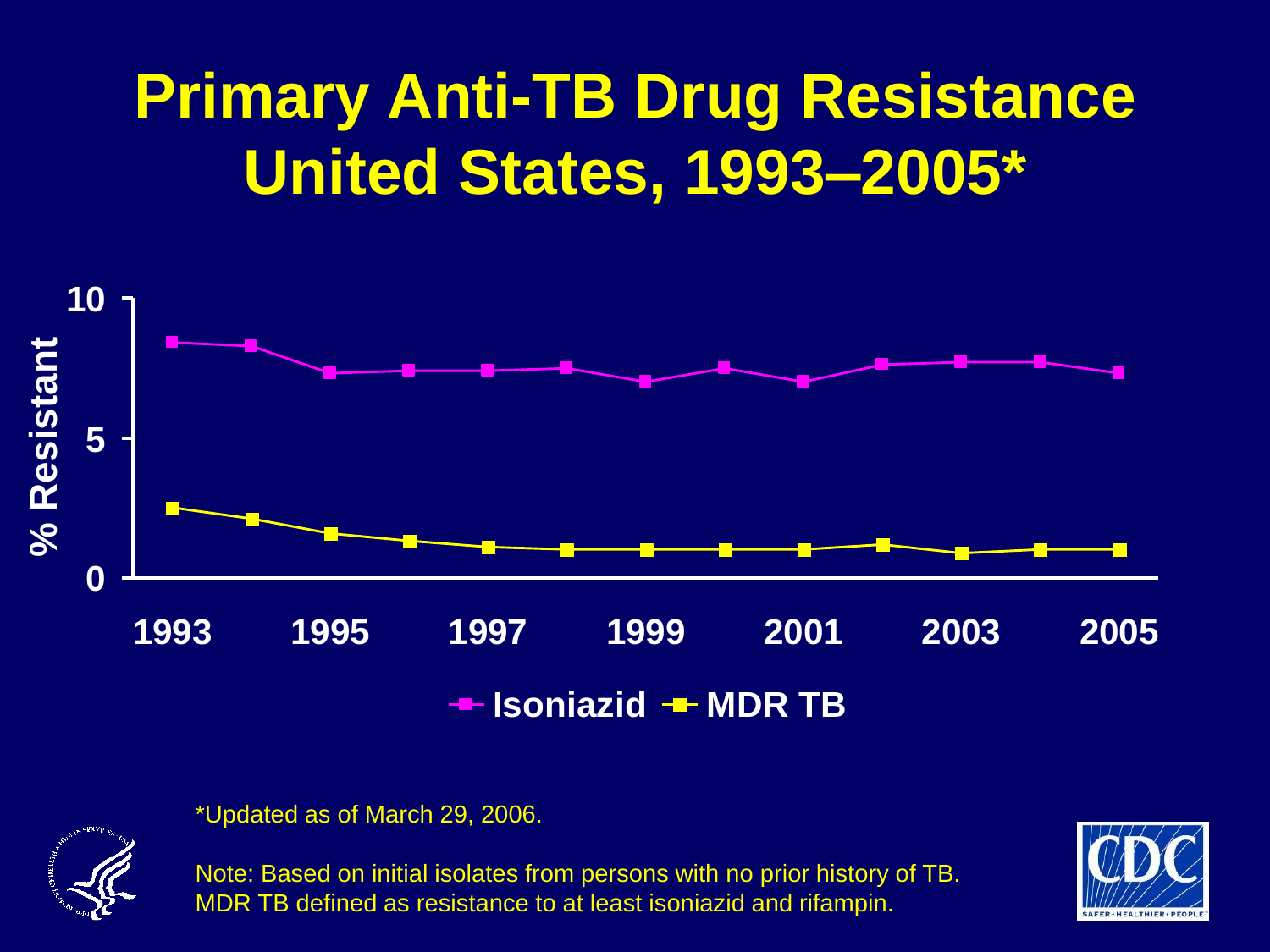# Primary Anti-TB Drug Resistance United States, 1993–2005*

% Resistant

10

5

0

1993 1995 1997 1999 2001 2003 2005

Isoniazid MDR TB

*Updated as of March 29, 2006.

Note: Based on initial isolates from persons with no prior history of TB. MDR TB defined as resistance to at least isoniazid and rifampin.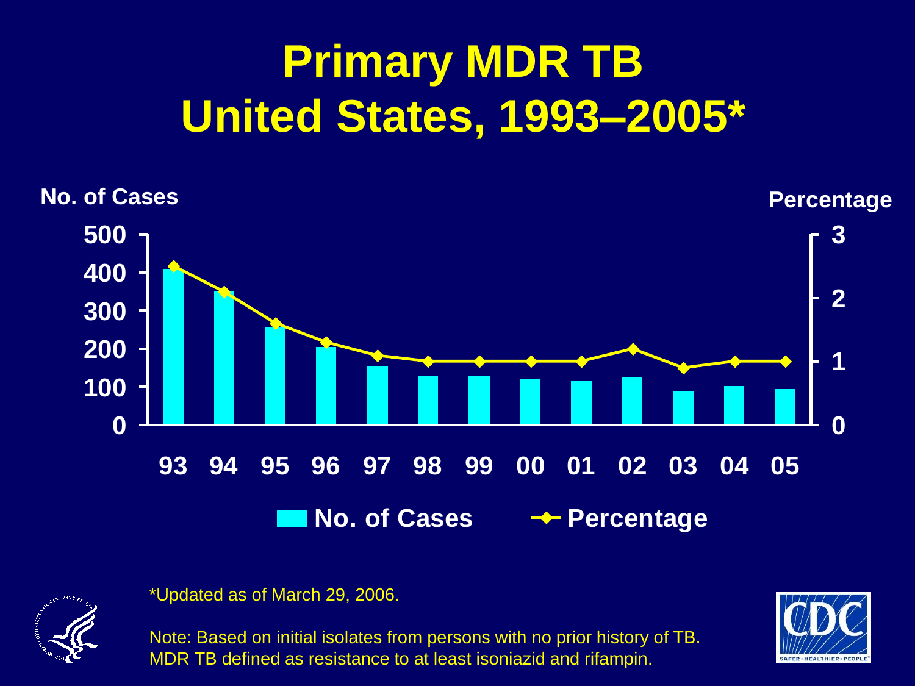# Primary MDR TB United States, 1993–2005*

No. of Cases

Percentage

500
400
300
200
100
0

3
2
1
0

93 94 95 96 97 98 99 00 01 02 03 04 05

No. of Cases    Percentage

*Updated as of March 29, 2006.

Note: Based on initial isolates from persons with no prior history of TB. MDR TB defined as resistance to at least isoniazid and rifampin.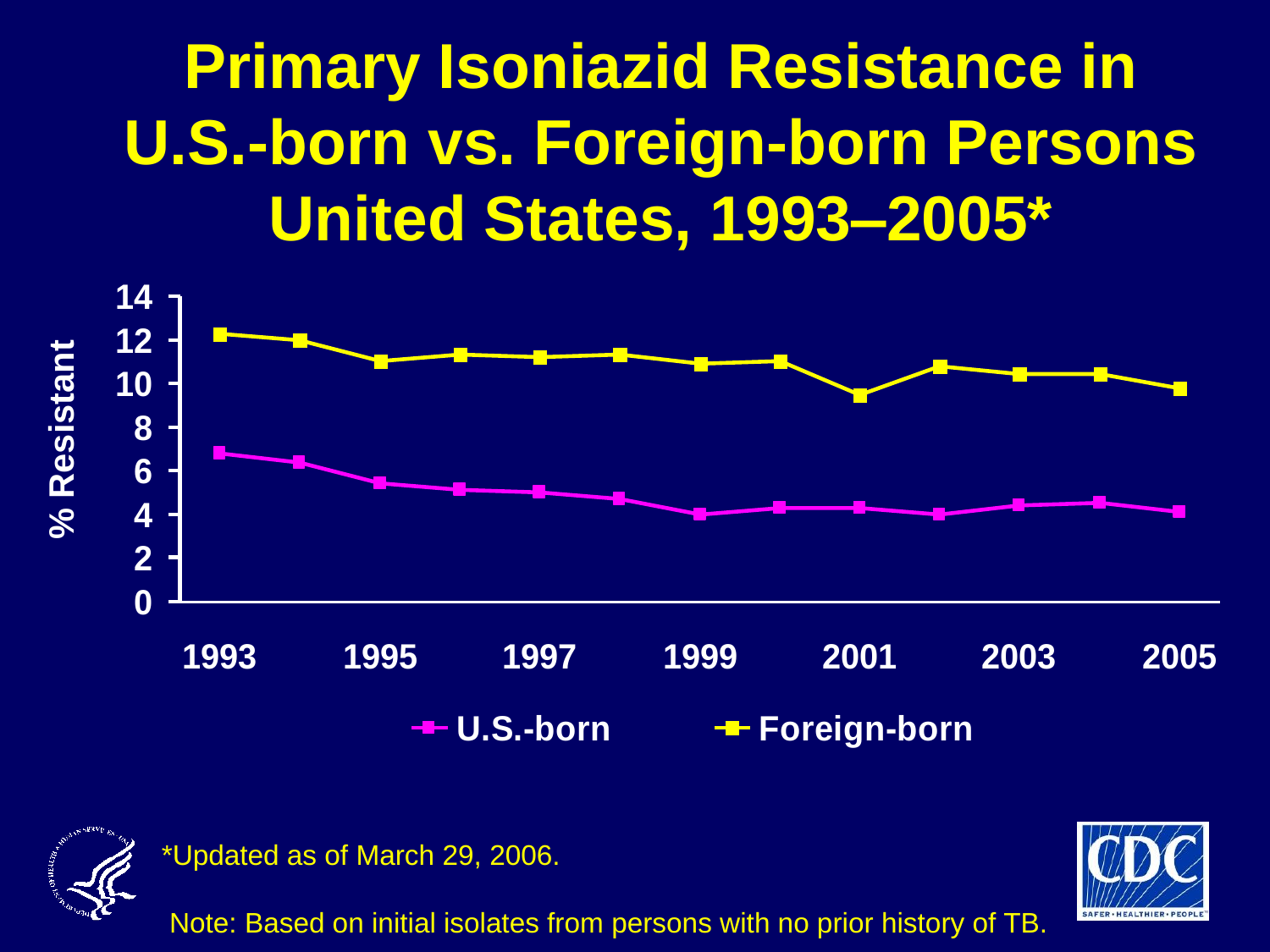# Primary Isoniazid Resistance in U.S.-born vs. Foreign-born Persons United States, 1993–2005*

% Resistant

14
12
10
8
6
4
2
0

1993 1995 1997 1999 2001 2003 2005

U.S.-born Foreign-born

*Updated as of March 29, 2006.

Note: Based on initial isolates from persons with no prior history of TB.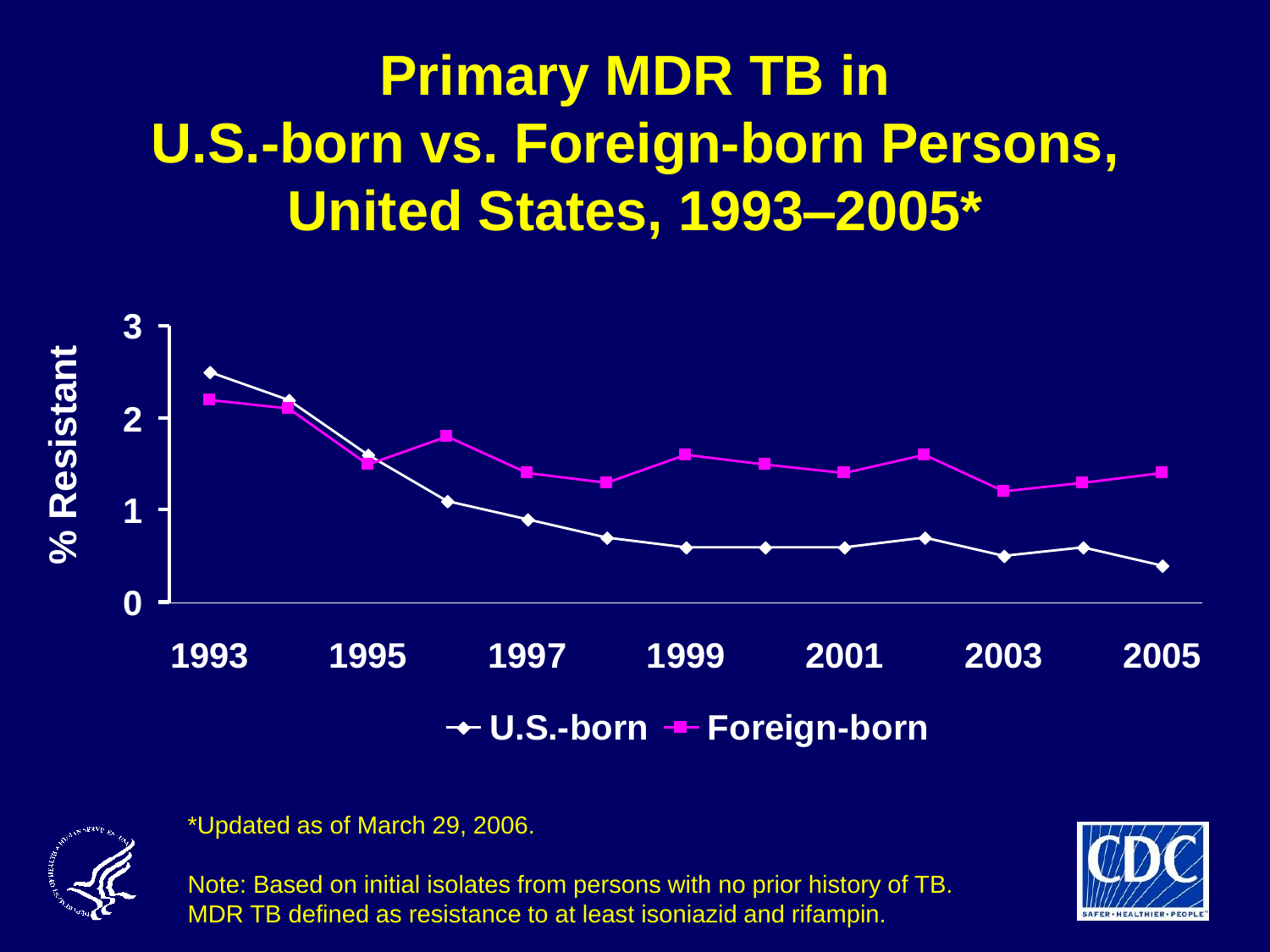# Primary MDR TB in U.S.-born vs. Foreign-born Persons, United States, 1993–2005*

| Year | U.S.-born (% Resistant) | Foreign-born (% Resistant) |
|---|---|---|
| 1993 | 2.5 | 2.2 |
| 1994 | 2.2 | 2.1 |
| 1995 | 1.6 | 1.5 |
| 1996 | 1.1 | 1.8 |
| 1997 | 0.9 | 1.4 |
| 1998 | 0.7 | 1.3 |
| 1999 | 0.6 | 1.6 |
| 2000 | 0.6 | 1.5 |
| 2001 | 0.6 | 1.4 |
| 2002 | 0.7 | 1.6 |
| 2003 | 0.5 | 1.2 |
| 2004 | 0.6 | 1.3 |
| 2005 | 0.4 | 1.4 |

*Updated as of March 29, 2006.

Note: Based on initial isolates from persons with no prior history of TB. MDR TB defined as resistance to at least isoniazid and rifampin.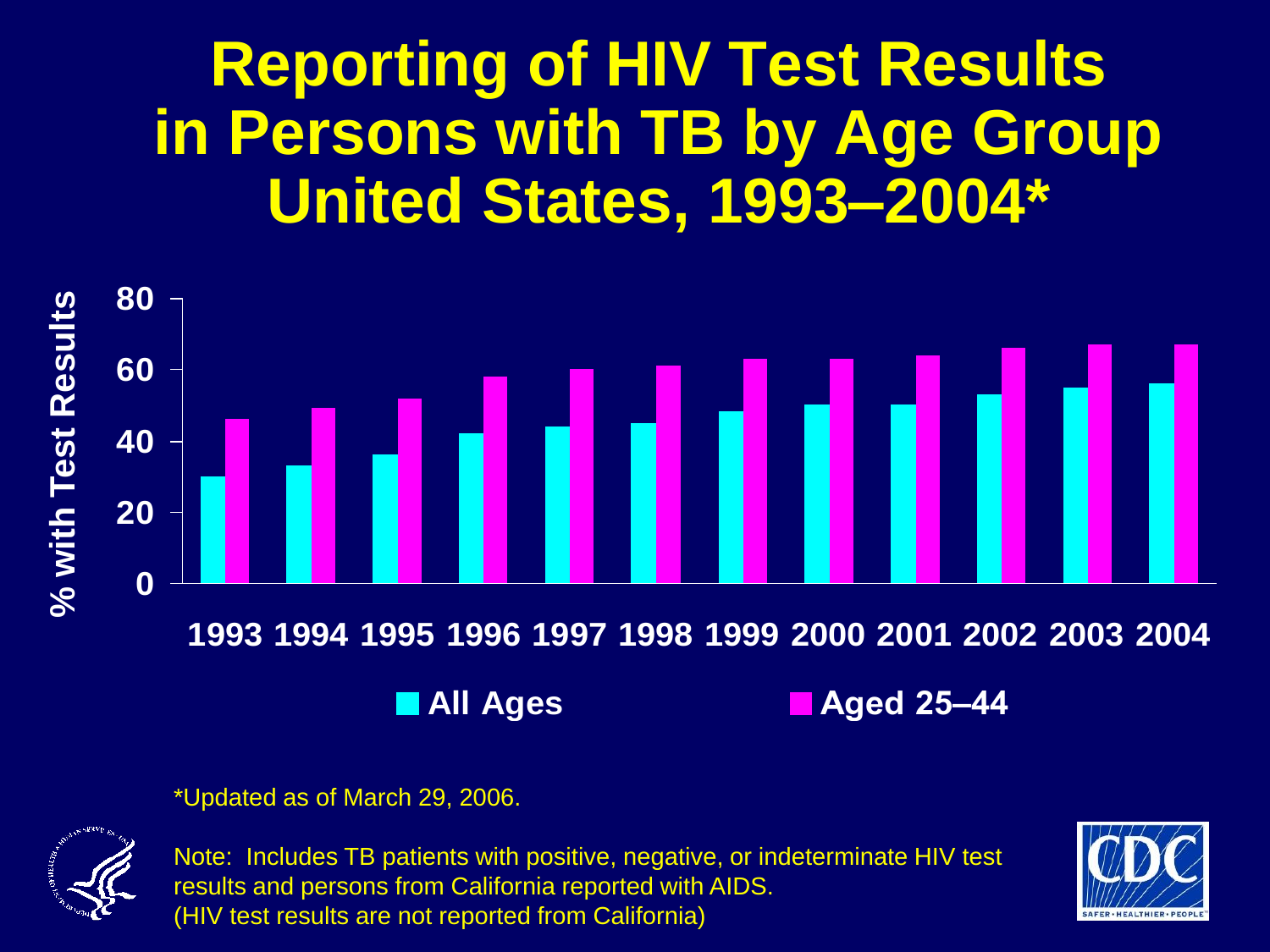# Reporting of HIV Test Results in Persons with TB by Age Group United States, 1993–2004*

% with Test Results

80
60
40
20
0

1993 1994 1995 1996 1997 1998 1999 2000 2001 2002 2003 2004

All Ages
Aged 25–44

*Updated as of March 29, 2006.

Note: Includes TB patients with positive, negative, or indeterminate HIV test results and persons from California reported with AIDS. (HIV test results are not reported from California)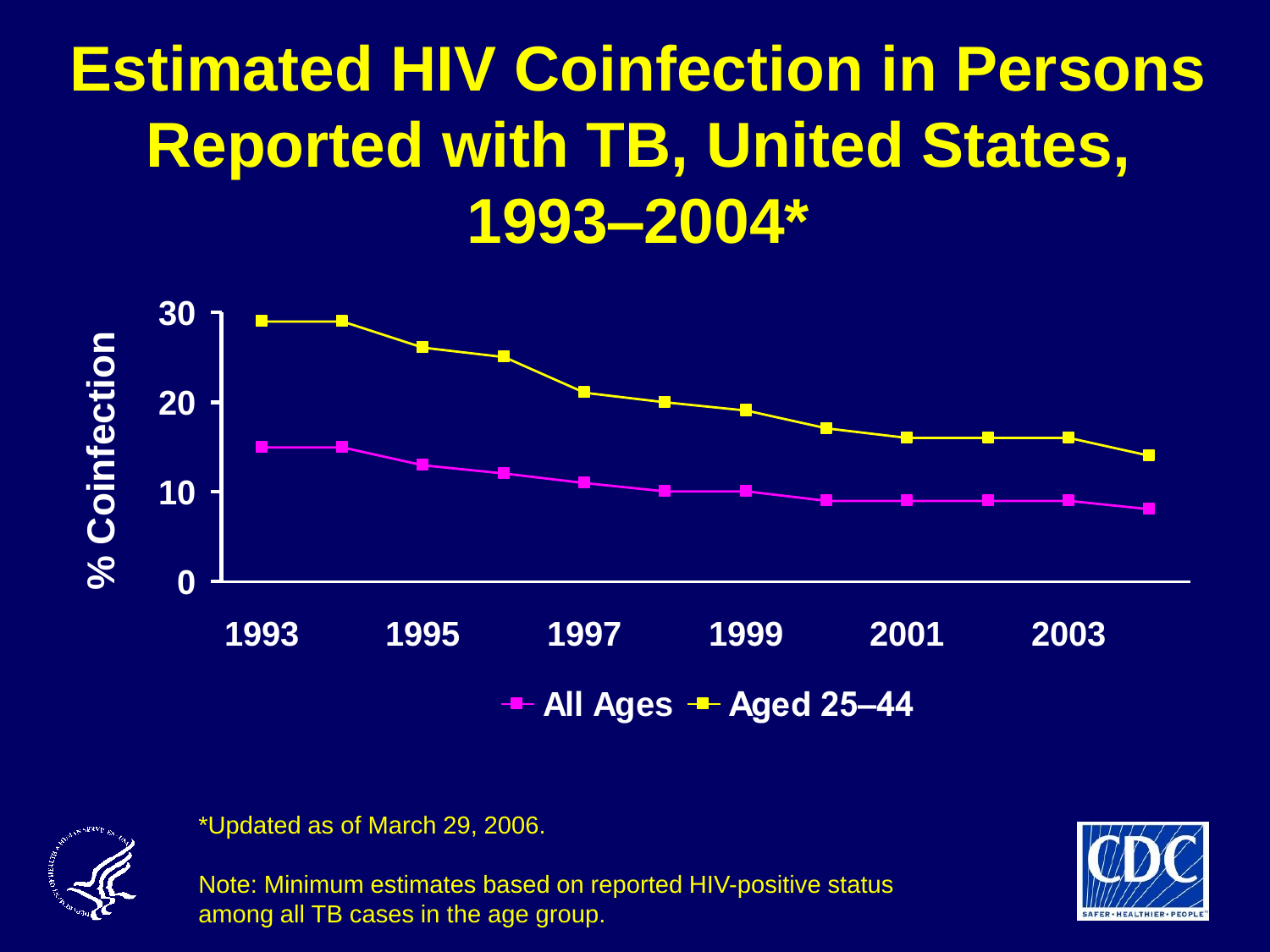# Estimated HIV Coinfection in Persons Reported with TB, United States, 1993–2004*

% Coinfection

30

20

10

0

1993 1995 1997 1999 2001 2003

All Ages  Aged 25–44

*Updated as of March 29, 2006.

Note: Minimum estimates based on reported HIV-positive status among all TB cases in the age group.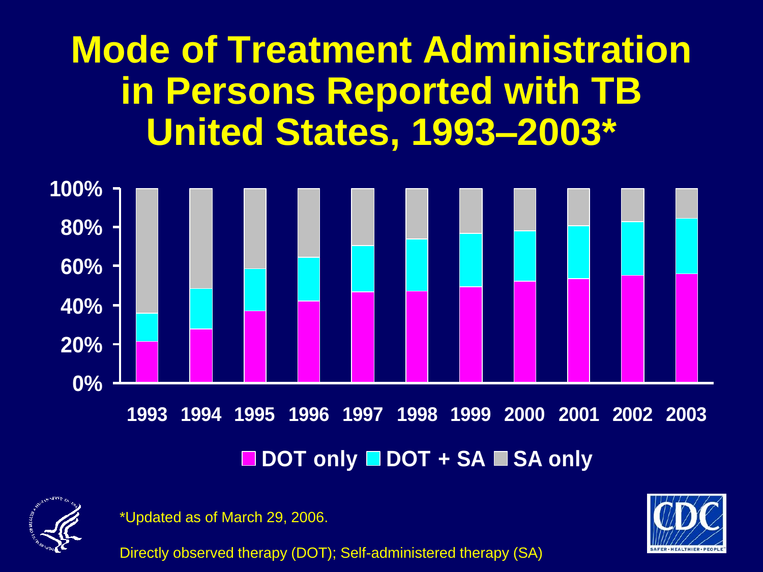# Mode of Treatment Administration in Persons Reported with TB United States, 1993–2003*

100%
80%
60%
40%
20%
0%

1993 1994 1995 1996 1997 1998 1999 2000 2001 2002 2003

DOT only | DOT + SA | SA only

*Updated as of March 29, 2006.

Directly observed therapy (DOT); Self-administered therapy (SA)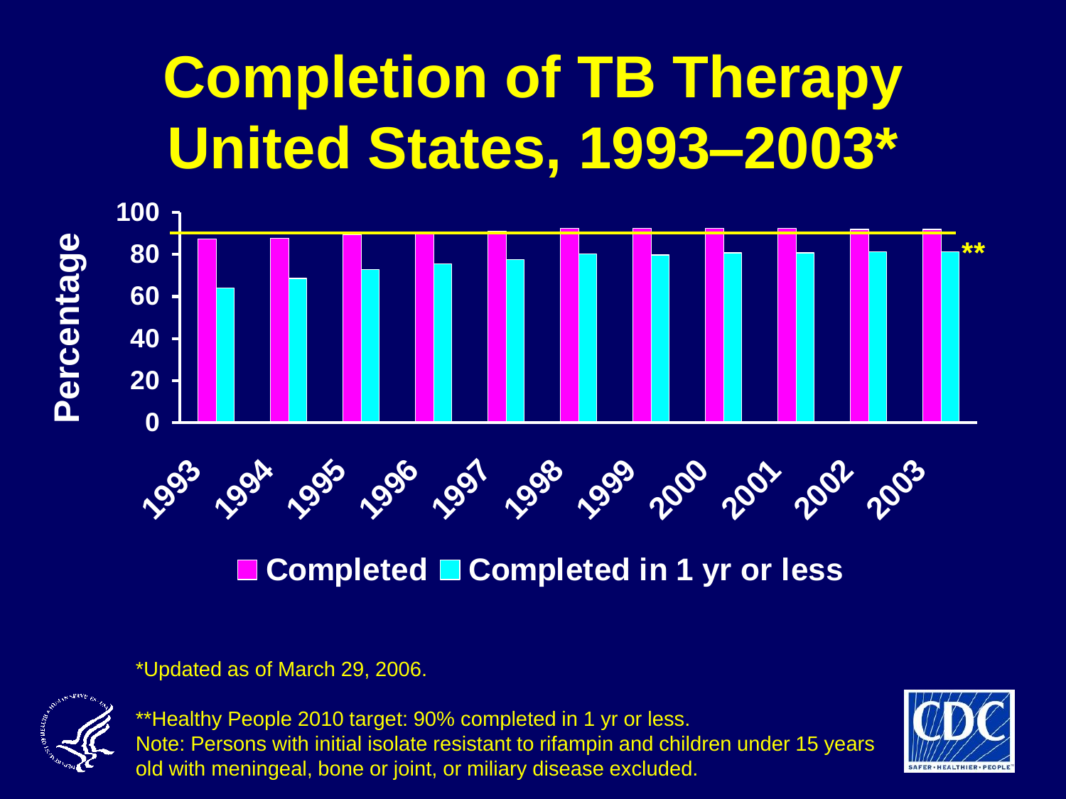# Completion of TB Therapy United States, 1993–2003*

Percentage

100
80
60
40
20
0

1993 1994 1995 1996 1997 1998 1999 2000 2001 2002 2003

**

Completed  Completed in 1 yr or less

*Updated as of March 29, 2006.

**Healthy People 2010 target: 90% completed in 1 yr or less.
Note: Persons with initial isolate resistant to rifampin and children under 15 years old with meningeal, bone or joint, or miliary disease excluded.

CDC SAFER · HEALTHIER · PEOPLE™